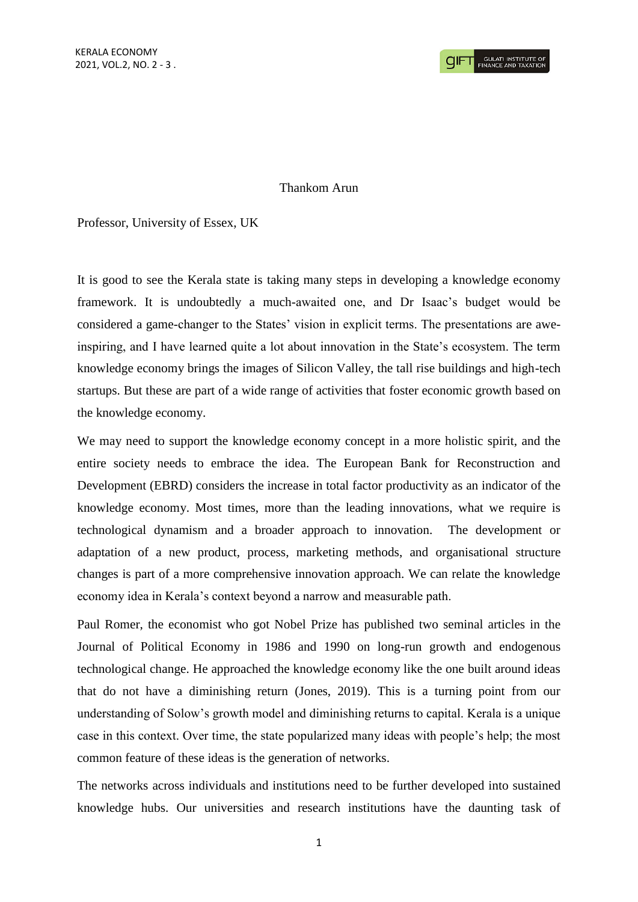Thankom Arun

Professor, University of Essex, UK

It is good to see the Kerala state is taking many steps in developing a knowledge economy framework. It is undoubtedly a much-awaited one, and Dr Isaac's budget would be considered a game-changer to the States' vision in explicit terms. The presentations are awe-inspiring, and I have learned quite a lot about innovation in the State's ecosystem. The term knowledge economy brings the images of Silicon Valley, the tall rise buildings and high-tech startups. But these are part of a wide range of activities that foster economic growth based on the knowledge economy.

We may need to support the knowledge economy concept in a more holistic spirit, and the entire society needs to embrace the idea. The European Bank for Reconstruction and Development (EBRD) considers the increase in total factor productivity as an indicator of the knowledge economy. Most times, more than the leading innovations, what we require is technological dynamism and a broader approach to innovation. The development or adaptation of a new product, process, marketing methods, and organisational structure changes is part of a more comprehensive innovation approach. We can relate the knowledge economy idea in Kerala's context beyond a narrow and measurable path.

Paul Romer, the economist who got Nobel Prize has published two seminal articles in the Journal of Political Economy in 1986 and 1990 on long-run growth and endogenous technological change. He approached the knowledge economy like the one built around ideas that do not have a diminishing return (Jones, 2019). This is a turning point from our understanding of Solow's growth model and diminishing returns to capital. Kerala is a unique case in this context. Over time, the state popularized many ideas with people's help; the most common feature of these ideas is the generation of networks.

The networks across individuals and institutions need to be further developed into sustained knowledge hubs. Our universities and research institutions have the daunting task of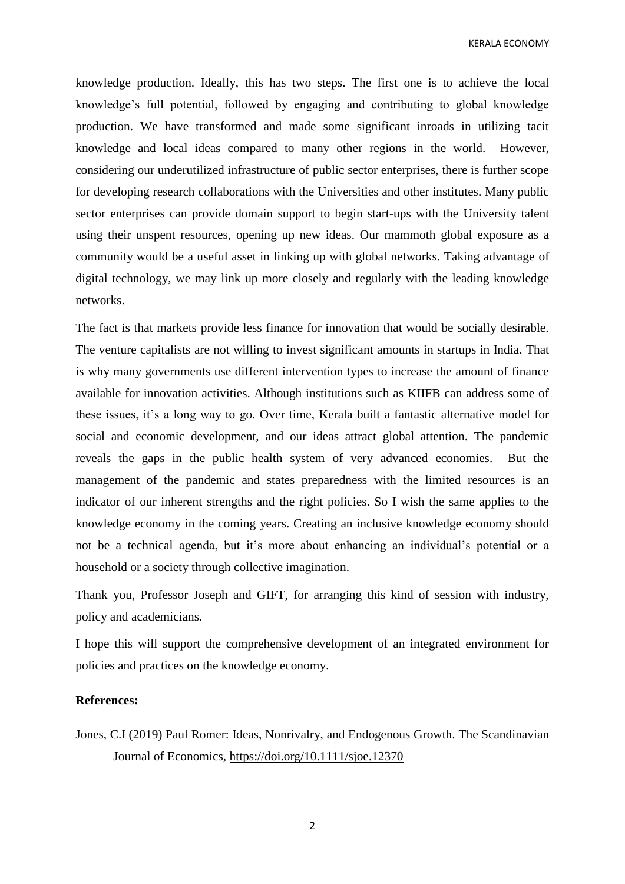knowledge production. Ideally, this has two steps. The first one is to achieve the local knowledge's full potential, followed by engaging and contributing to global knowledge production. We have transformed and made some significant inroads in utilizing tacit knowledge and local ideas compared to many other regions in the world. However, considering our underutilized infrastructure of public sector enterprises, there is further scope for developing research collaborations with the Universities and other institutes. Many public sector enterprises can provide domain support to begin start-ups with the University talent using their unspent resources, opening up new ideas. Our mammoth global exposure as a community would be a useful asset in linking up with global networks. Taking advantage of digital technology, we may link up more closely and regularly with the leading knowledge networks.

The fact is that markets provide less finance for innovation that would be socially desirable. The venture capitalists are not willing to invest significant amounts in startups in India. That is why many governments use different intervention types to increase the amount of finance available for innovation activities. Although institutions such as KIIFB can address some of these issues, it's a long way to go. Over time, Kerala built a fantastic alternative model for social and economic development, and our ideas attract global attention. The pandemic reveals the gaps in the public health system of very advanced economies. But the management of the pandemic and states preparedness with the limited resources is an indicator of our inherent strengths and the right policies. So I wish the same applies to the knowledge economy in the coming years. Creating an inclusive knowledge economy should not be a technical agenda, but it's more about enhancing an individual's potential or a household or a society through collective imagination.

Thank you, Professor Joseph and GIFT, for arranging this kind of session with industry, policy and academicians.

I hope this will support the comprehensive development of an integrated environment for policies and practices on the knowledge economy.

**References:**

Jones, C.I (2019) Paul Romer: Ideas, Nonrivalry, and Endogenous Growth. The Scandinavian Journal of Economics, https://doi.org/10.1111/sjoe.12370